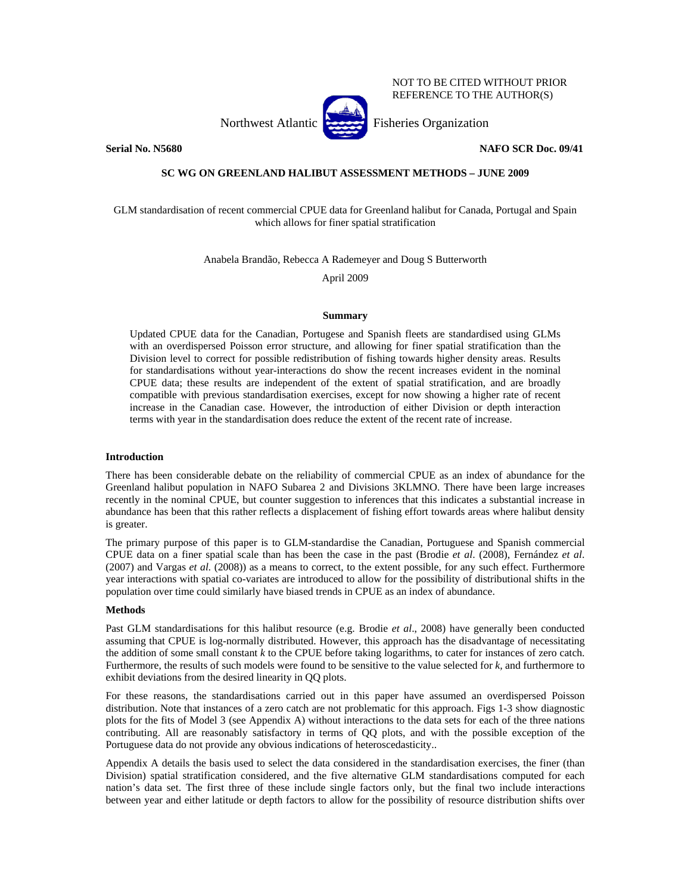NOT TO BE CITED WITHOUT PRIOR REFERENCE TO THE AUTHOR(S)

Northwest Atlantic Fisheries Organization

**Serial No. N5680** **NAFO SCR Doc. 09/41**

**SC WG ON GREENLAND HALIBUT ASSESSMENT METHODS – JUNE 2009**

GLM standardisation of recent commercial CPUE data for Greenland halibut for Canada, Portugal and Spain which allows for finer spatial stratification

Anabela Brandão, Rebecca A Rademeyer and Doug S Butterworth

April 2009

## Summary

Updated CPUE data for the Canadian, Portugese and Spanish fleets are standardised using GLMs with an overdispersed Poisson error structure, and allowing for finer spatial stratification than the Division level to correct for possible redistribution of fishing towards higher density areas. Results for standardisations without year-interactions do show the recent increases evident in the nominal CPUE data; these results are independent of the extent of spatial stratification, and are broadly compatible with previous standardisation exercises, except for now showing a higher rate of recent increase in the Canadian case. However, the introduction of either Division or depth interaction terms with year in the standardisation does reduce the extent of the recent rate of increase.

## Introduction

There has been considerable debate on the reliability of commercial CPUE as an index of abundance for the Greenland halibut population in NAFO Subarea 2 and Divisions 3KLMNO. There have been large increases recently in the nominal CPUE, but counter suggestion to inferences that this indicates a substantial increase in abundance has been that this rather reflects a displacement of fishing effort towards areas where halibut density is greater.

The primary purpose of this paper is to GLM-standardise the Canadian, Portuguese and Spanish commercial CPUE data on a finer spatial scale than has been the case in the past (Brodie *et al*. (2008), Fernández *et al*. (2007) and Vargas *et al.* (2008)) as a means to correct, to the extent possible, for any such effect. Furthermore year interactions with spatial co-variates are introduced to allow for the possibility of distributional shifts in the population over time could similarly have biased trends in CPUE as an index of abundance.

## Methods

Past GLM standardisations for this halibut resource (e.g. Brodie *et al*., 2008) have generally been conducted assuming that CPUE is log-normally distributed. However, this approach has the disadvantage of necessitating the addition of some small constant *k* to the CPUE before taking logarithms, to cater for instances of zero catch. Furthermore, the results of such models were found to be sensitive to the value selected for *k*, and furthermore to exhibit deviations from the desired linearity in QQ plots.

For these reasons, the standardisations carried out in this paper have assumed an overdispersed Poisson distribution. Note that instances of a zero catch are not problematic for this approach. Figs 1-3 show diagnostic plots for the fits of Model 3 (see Appendix A) without interactions to the data sets for each of the three nations contributing. All are reasonably satisfactory in terms of QQ plots, and with the possible exception of the Portuguese data do not provide any obvious indications of heteroscedasticity..

Appendix A details the basis used to select the data considered in the standardisation exercises, the finer (than Division) spatial stratification considered, and the five alternative GLM standardisations computed for each nation's data set. The first three of these include single factors only, but the final two include interactions between year and either latitude or depth factors to allow for the possibility of resource distribution shifts over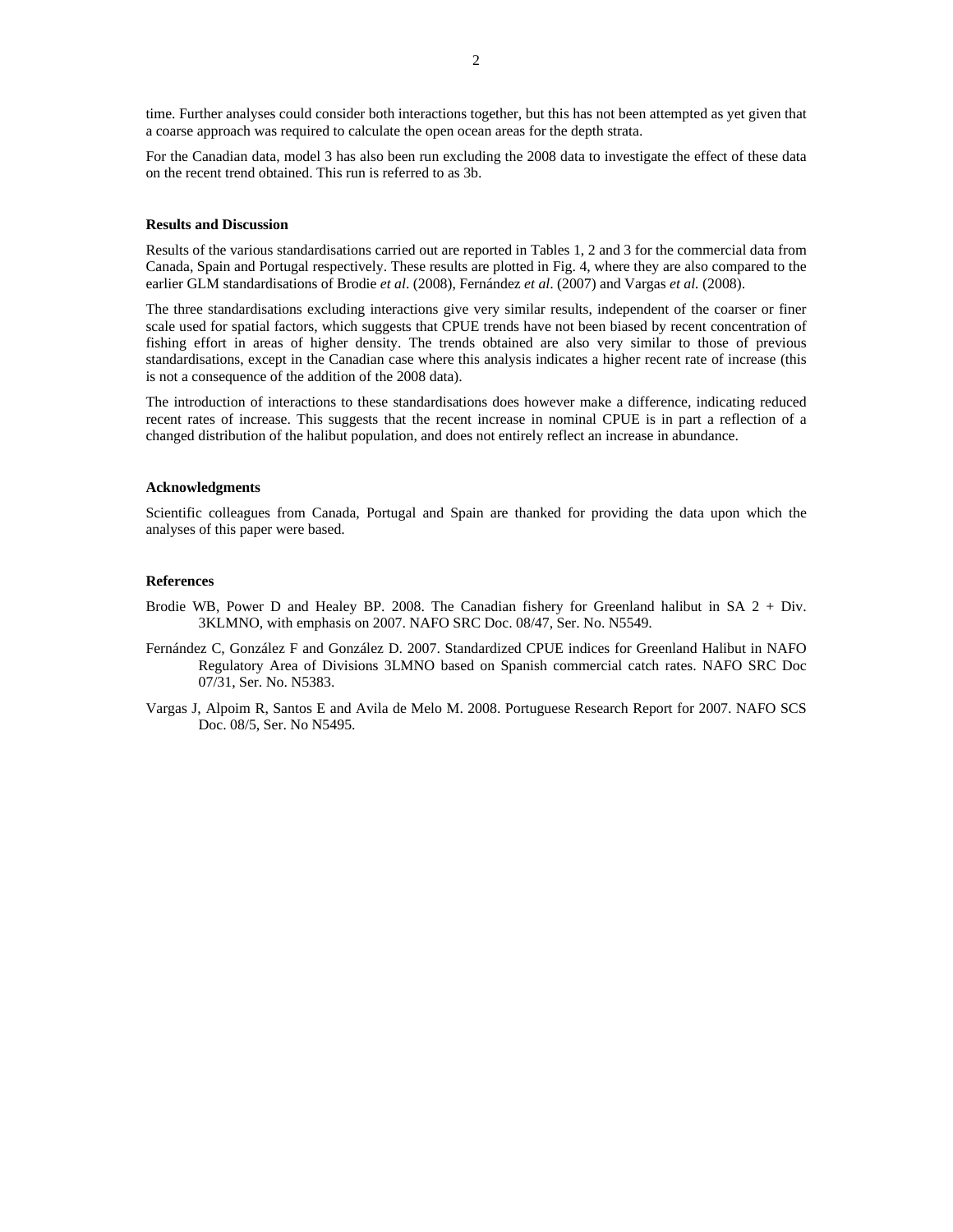time. Further analyses could consider both interactions together, but this has not been attempted as yet given that a coarse approach was required to calculate the open ocean areas for the depth strata.

For the Canadian data, model 3 has also been run excluding the 2008 data to investigate the effect of these data on the recent trend obtained. This run is referred to as 3b.

**Results and Discussion**

Results of the various standardisations carried out are reported in Tables 1, 2 and 3 for the commercial data from Canada, Spain and Portugal respectively. These results are plotted in Fig. 4, where they are also compared to the earlier GLM standardisations of Brodie *et al*. (2008), Fernández *et al*. (2007) and Vargas *et al.* (2008).

The three standardisations excluding interactions give very similar results, independent of the coarser or finer scale used for spatial factors, which suggests that CPUE trends have not been biased by recent concentration of fishing effort in areas of higher density. The trends obtained are also very similar to those of previous standardisations, except in the Canadian case where this analysis indicates a higher recent rate of increase (this is not a consequence of the addition of the 2008 data).

The introduction of interactions to these standardisations does however make a difference, indicating reduced recent rates of increase. This suggests that the recent increase in nominal CPUE is in part a reflection of a changed distribution of the halibut population, and does not entirely reflect an increase in abundance.

**Acknowledgments**

Scientific colleagues from Canada, Portugal and Spain are thanked for providing the data upon which the analyses of this paper were based.

**References**

Brodie WB, Power D and Healey BP. 2008. The Canadian fishery for Greenland halibut in SA 2 + Div. 3KLMNO, with emphasis on 2007. NAFO SRC Doc. 08/47, Ser. No. N5549.

Fernández C, González F and González D. 2007. Standardized CPUE indices for Greenland Halibut in NAFO Regulatory Area of Divisions 3LMNO based on Spanish commercial catch rates. NAFO SRC Doc 07/31, Ser. No. N5383.

Vargas J, Alpoim R, Santos E and Avila de Melo M. 2008. Portuguese Research Report for 2007. NAFO SCS Doc. 08/5, Ser. No N5495.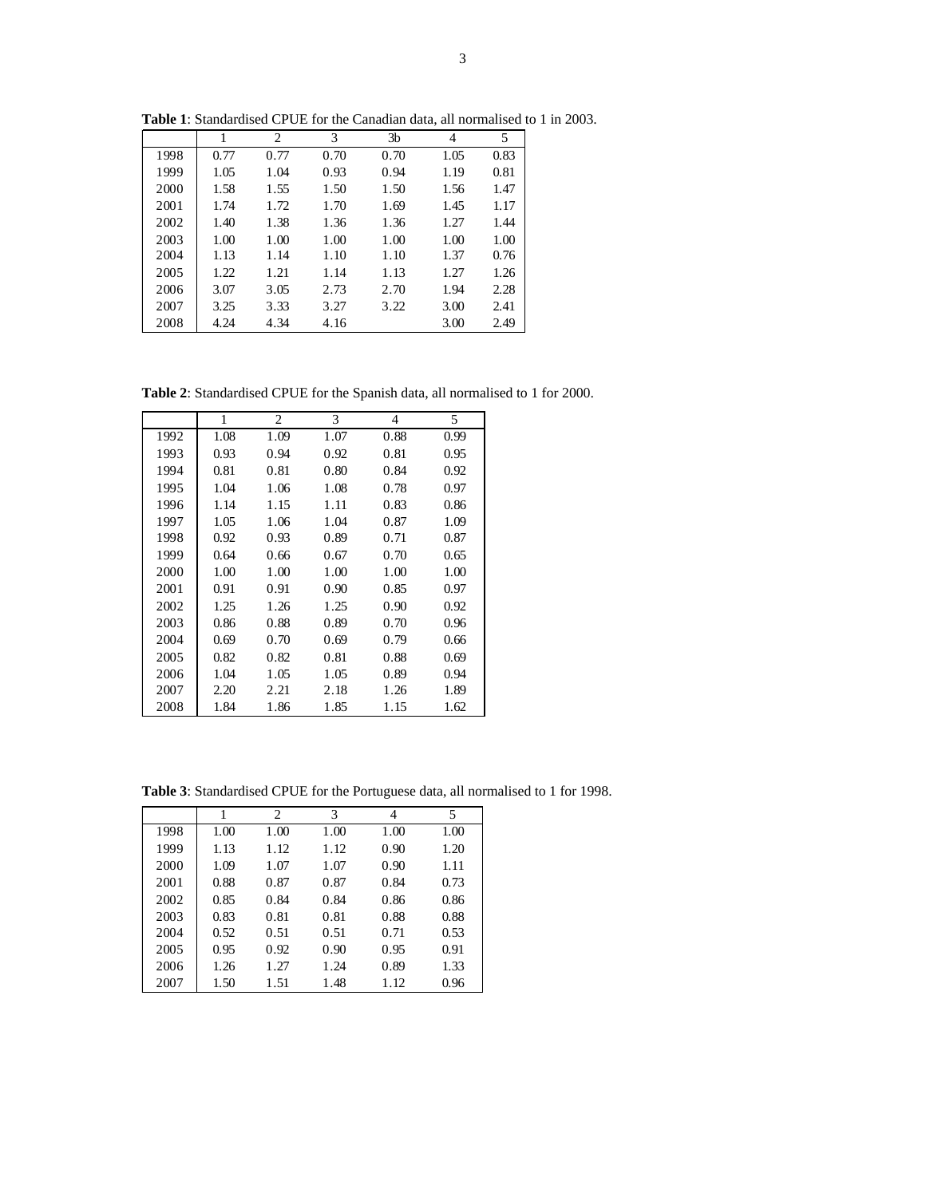**Table 1**: Standardised CPUE for the Canadian data, all normalised to 1 in 2003.

| | 1 | 2 | 3 | 3b | 4 | 5 |
|---|---|---|---|---|---|---|
| 1998 | 0.77 | 0.77 | 0.70 | 0.70 | 1.05 | 0.83 |
| 1999 | 1.05 | 1.04 | 0.93 | 0.94 | 1.19 | 0.81 |
| 2000 | 1.58 | 1.55 | 1.50 | 1.50 | 1.56 | 1.47 |
| 2001 | 1.74 | 1.72 | 1.70 | 1.69 | 1.45 | 1.17 |
| 2002 | 1.40 | 1.38 | 1.36 | 1.36 | 1.27 | 1.44 |
| 2003 | 1.00 | 1.00 | 1.00 | 1.00 | 1.00 | 1.00 |
| 2004 | 1.13 | 1.14 | 1.10 | 1.10 | 1.37 | 0.76 |
| 2005 | 1.22 | 1.21 | 1.14 | 1.13 | 1.27 | 1.26 |
| 2006 | 3.07 | 3.05 | 2.73 | 2.70 | 1.94 | 2.28 |
| 2007 | 3.25 | 3.33 | 3.27 | 3.22 | 3.00 | 2.41 |
| 2008 | 4.24 | 4.34 | 4.16 | | 3.00 | 2.49 |

**Table 2**: Standardised CPUE for the Spanish data, all normalised to 1 for 2000.

| | 1 | 2 | 3 | 4 | 5 |
|---|---|---|---|---|---|
| 1992 | 1.08 | 1.09 | 1.07 | 0.88 | 0.99 |
| 1993 | 0.93 | 0.94 | 0.92 | 0.81 | 0.95 |
| 1994 | 0.81 | 0.81 | 0.80 | 0.84 | 0.92 |
| 1995 | 1.04 | 1.06 | 1.08 | 0.78 | 0.97 |
| 1996 | 1.14 | 1.15 | 1.11 | 0.83 | 0.86 |
| 1997 | 1.05 | 1.06 | 1.04 | 0.87 | 1.09 |
| 1998 | 0.92 | 0.93 | 0.89 | 0.71 | 0.87 |
| 1999 | 0.64 | 0.66 | 0.67 | 0.70 | 0.65 |
| 2000 | 1.00 | 1.00 | 1.00 | 1.00 | 1.00 |
| 2001 | 0.91 | 0.91 | 0.90 | 0.85 | 0.97 |
| 2002 | 1.25 | 1.26 | 1.25 | 0.90 | 0.92 |
| 2003 | 0.86 | 0.88 | 0.89 | 0.70 | 0.96 |
| 2004 | 0.69 | 0.70 | 0.69 | 0.79 | 0.66 |
| 2005 | 0.82 | 0.82 | 0.81 | 0.88 | 0.69 |
| 2006 | 1.04 | 1.05 | 1.05 | 0.89 | 0.94 |
| 2007 | 2.20 | 2.21 | 2.18 | 1.26 | 1.89 |
| 2008 | 1.84 | 1.86 | 1.85 | 1.15 | 1.62 |

**Table 3**: Standardised CPUE for the Portuguese data, all normalised to 1 for 1998.

| | 1 | 2 | 3 | 4 | 5 |
|---|---|---|---|---|---|
| 1998 | 1.00 | 1.00 | 1.00 | 1.00 | 1.00 |
| 1999 | 1.13 | 1.12 | 1.12 | 0.90 | 1.20 |
| 2000 | 1.09 | 1.07 | 1.07 | 0.90 | 1.11 |
| 2001 | 0.88 | 0.87 | 0.87 | 0.84 | 0.73 |
| 2002 | 0.85 | 0.84 | 0.84 | 0.86 | 0.86 |
| 2003 | 0.83 | 0.81 | 0.81 | 0.88 | 0.88 |
| 2004 | 0.52 | 0.51 | 0.51 | 0.71 | 0.53 |
| 2005 | 0.95 | 0.92 | 0.90 | 0.95 | 0.91 |
| 2006 | 1.26 | 1.27 | 1.24 | 0.89 | 1.33 |
| 2007 | 1.50 | 1.51 | 1.48 | 1.12 | 0.96 |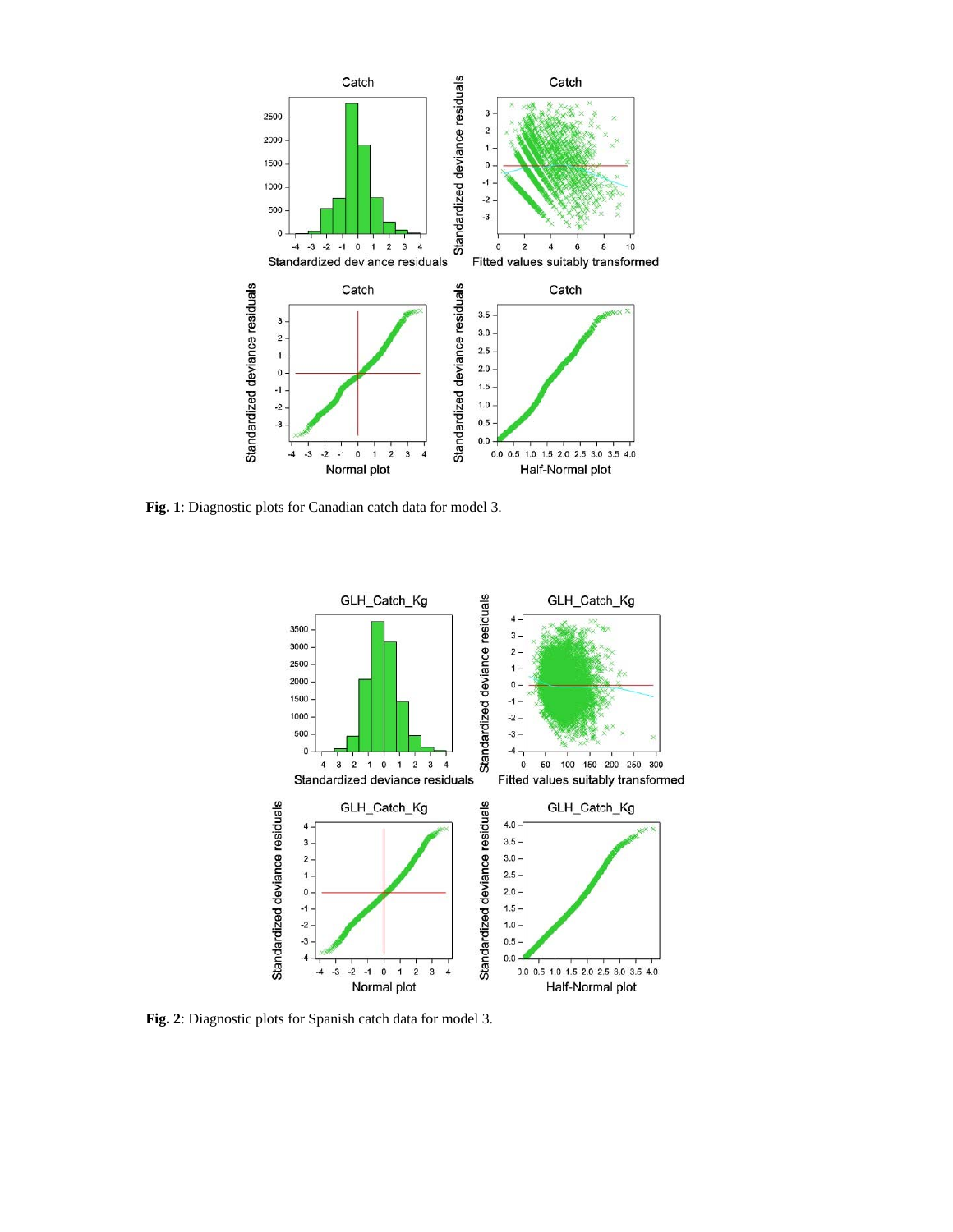**Fig. 1**: Diagnostic plots for Canadian catch data for model 3.

**Fig. 2**: Diagnostic plots for Spanish catch data for model 3.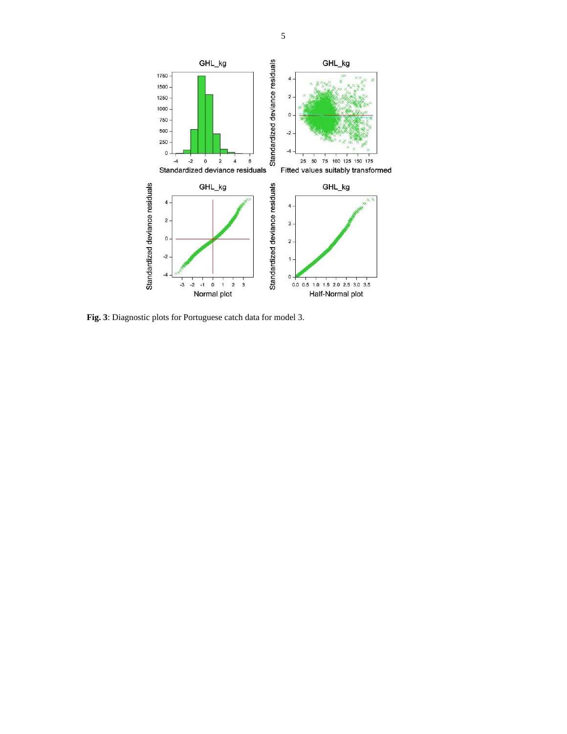**Fig. 3**: Diagnostic plots for Portuguese catch data for model 3.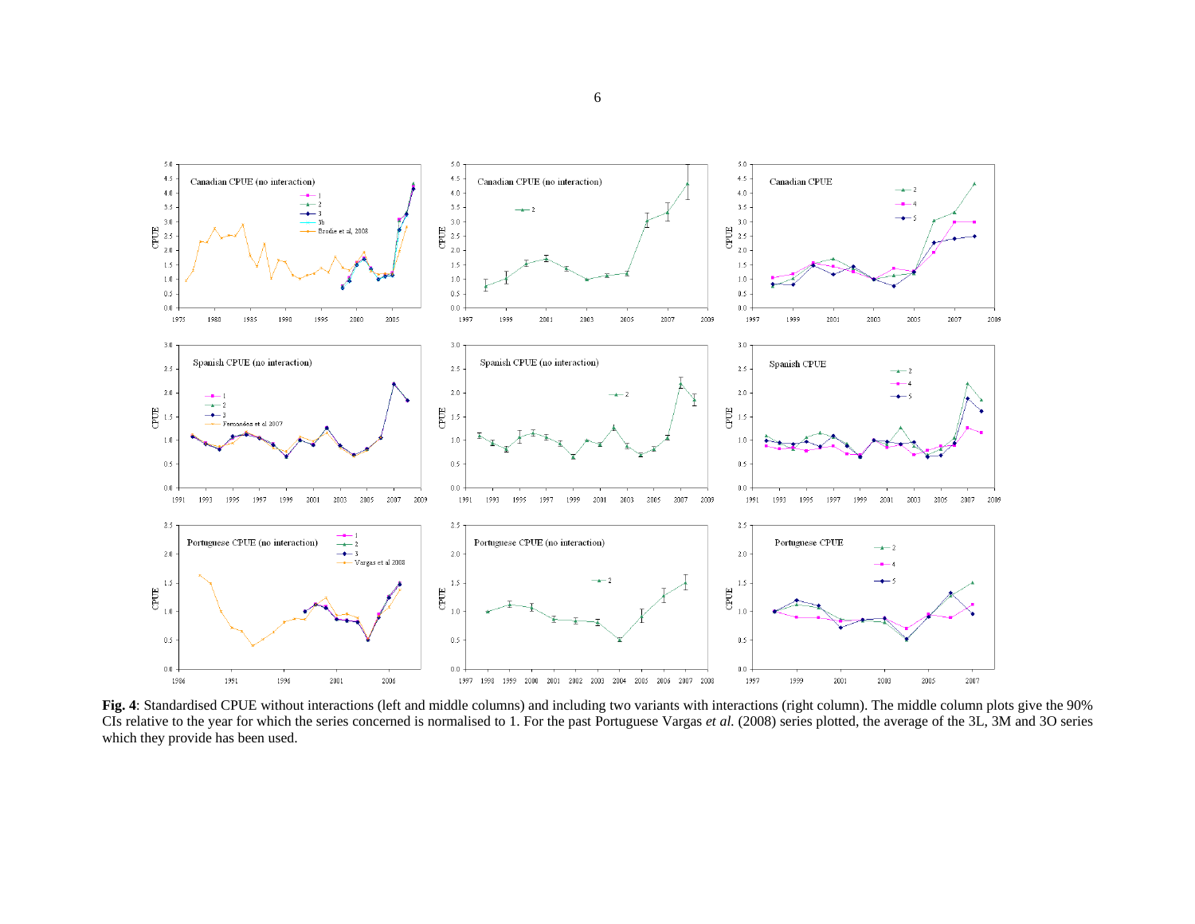**Fig. 4**: Standardised CPUE without interactions (left and middle columns) and including two variants with interactions (right column). The middle column plots give the 90% CIs relative to the year for which the series concerned is normalised to 1. For the past Portuguese Vargas *et al.* (2008) series plotted, the average of the 3L, 3M and 3O series which they provide has been used.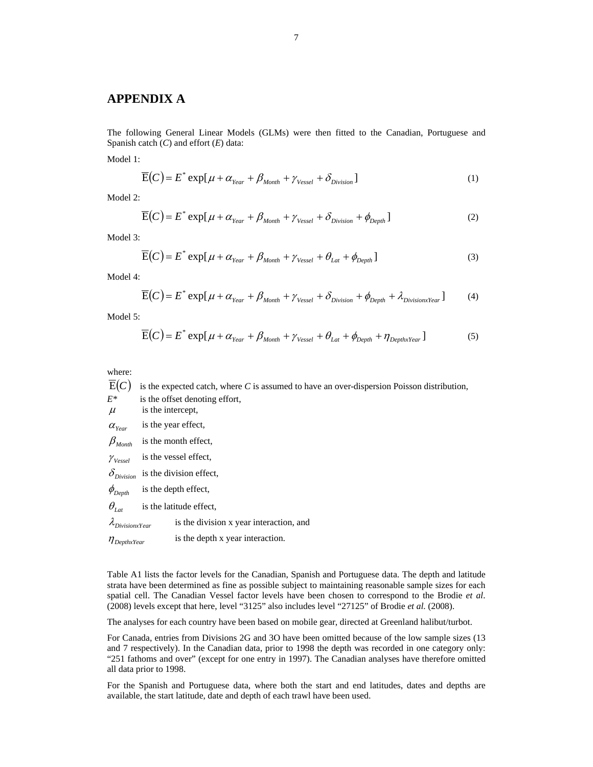## APPENDIX A

The following General Linear Models (GLMs) were then fitted to the Canadian, Portuguese and Spanish catch (*C*) and effort (*E*) data:

Model 1:

$$\overline{\mathrm{E}}(C) = E^* \exp[\mu + \alpha_{Year} + \beta_{Month} + \gamma_{Vessel} + \delta_{Division}] \tag{1}$$

Model 2:

$$\overline{\mathrm{E}}(C) = E^* \exp[\mu + \alpha_{Year} + \beta_{Month} + \gamma_{Vessel} + \delta_{Division} + \phi_{Depth}] \tag{2}$$

Model 3:

$$\overline{\mathrm{E}}(C) = E^* \exp[\mu + \alpha_{Year} + \beta_{Month} + \gamma_{Vessel} + \theta_{Lat} + \phi_{Depth}] \tag{3}$$

Model 4:

$$\overline{\mathrm{E}}(C) = E^* \exp[\mu + \alpha_{Year} + \beta_{Month} + \gamma_{Vessel} + \delta_{Division} + \phi_{Depth} + \lambda_{DivisionxYear}] \tag{4}$$

Model 5:

$$\overline{\mathrm{E}}(C) = E^* \exp[\mu + \alpha_{Year} + \beta_{Month} + \gamma_{Vessel} + \theta_{Lat} + \phi_{Depth} + \eta_{DepthxYear}] \tag{5}$$

where:

$\overline{\mathrm{E}}(C)$ is the expected catch, where *C* is assumed to have an over-dispersion Poisson distribution,
$E^*$ is the offset denoting effort,
$\mu$ is the intercept,
$\alpha_{Year}$ is the year effect,
$\beta_{Month}$ is the month effect,
$\gamma_{Vessel}$ is the vessel effect,
$\delta_{Division}$ is the division effect,
$\phi_{Depth}$ is the depth effect,
$\theta_{Lat}$ is the latitude effect,
$\lambda_{DivisionxYear}$ is the division x year interaction, and
$\eta_{DepthxYear}$ is the depth x year interaction.

Table A1 lists the factor levels for the Canadian, Spanish and Portuguese data. The depth and latitude strata have been determined as fine as possible subject to maintaining reasonable sample sizes for each spatial cell. The Canadian Vessel factor levels have been chosen to correspond to the Brodie *et al*. (2008) levels except that here, level "3125" also includes level "27125" of Brodie *et al.* (2008).

The analyses for each country have been based on mobile gear, directed at Greenland halibut/turbot.

For Canada, entries from Divisions 2G and 3O have been omitted because of the low sample sizes (13 and 7 respectively). In the Canadian data, prior to 1998 the depth was recorded in one category only: "251 fathoms and over" (except for one entry in 1997). The Canadian analyses have therefore omitted all data prior to 1998.

For the Spanish and Portuguese data, where both the start and end latitudes, dates and depths are available, the start latitude, date and depth of each trawl have been used.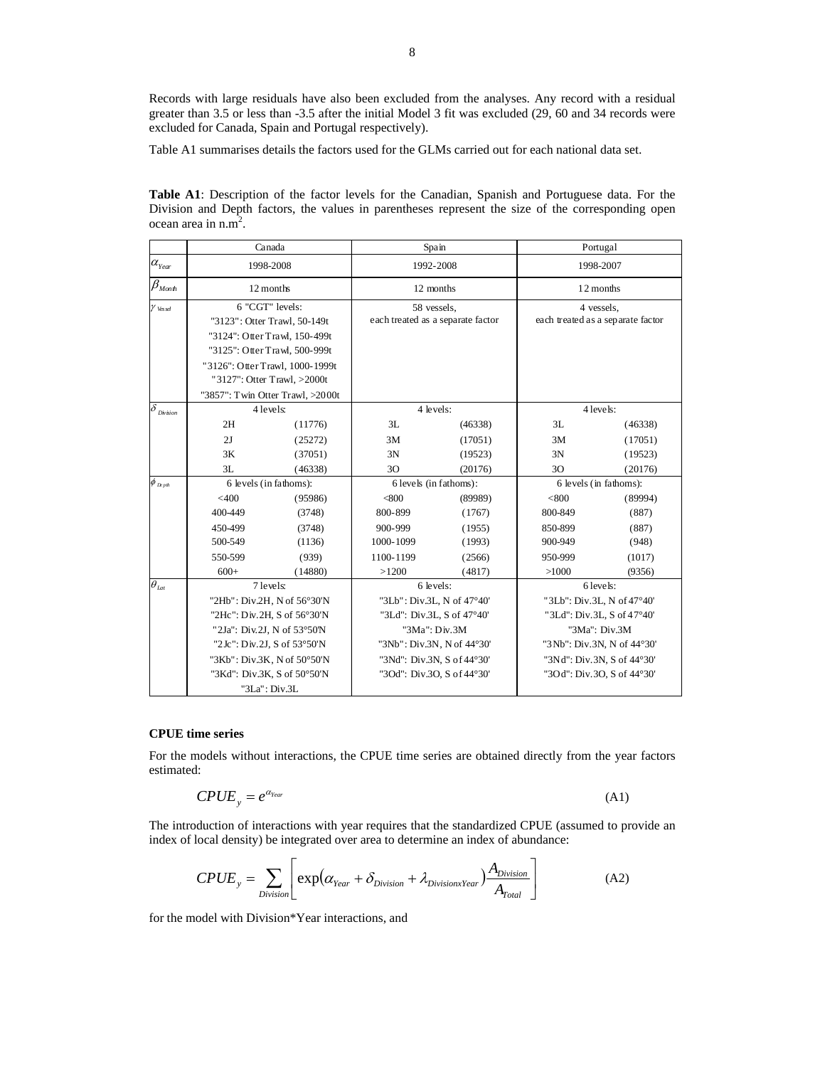Records with large residuals have also been excluded from the analyses. Any record with a residual greater than 3.5 or less than -3.5 after the initial Model 3 fit was excluded (29, 60 and 34 records were excluded for Canada, Spain and Portugal respectively).

Table A1 summarises details the factors used for the GLMs carried out for each national data set.

**Table A1**: Description of the factor levels for the Canadian, Spanish and Portuguese data. For the Division and Depth factors, the values in parentheses represent the size of the corresponding open ocean area in n.m$^2$.

| | Canada | | Spain | | Portugal | |
|---|---|---|---|---|---|---|
| $\alpha_{Year}$ | 1998-2008 | | 1992-2008 | | 1998-2007 | |
| $\beta_{Month}$ | 12 months | | 12 months | | 12 months | |
| $\gamma_{Vessel}$ | 6 "CGT" levels: | | 58 vessels, each treated as a separate factor | | 4 vessels, each treated as a separate factor | |
| | "3123": Otter Trawl, 50-149t | | | | | |
| | "3124": Otter Trawl, 150-499t | | | | | |
| | "3125": Otter Trawl, 500-999t | | | | | |
| | "3126": Otter Trawl, 1000-1999t | | | | | |
| | "3127": Otter Trawl, >2000t | | | | | |
| | "3857": Twin Otter Trawl, >2000t | | | | | |
| $\delta_{Division}$ | 4 levels: | | 4 levels: | | 4 levels: | |
| | 2H | (11776) | 3L | (46338) | 3L | (46338) |
| | 2J | (25272) | 3M | (17051) | 3M | (17051) |
| | 3K | (37051) | 3N | (19523) | 3N | (19523) |
| | 3L | (46338) | 3O | (20176) | 3O | (20176) |
| $\phi_{Depth}$ | 6 levels (in fathoms): | | 6 levels (in fathoms): | | 6 levels (in fathoms): | |
| | <400 | (95986) | <800 | (89989) | <800 | (89994) |
| | 400-449 | (3748) | 800-899 | (1767) | 800-849 | (887) |
| | 450-499 | (3748) | 900-999 | (1955) | 850-899 | (887) |
| | 500-549 | (1136) | 1000-1099 | (1993) | 900-949 | (948) |
| | 550-599 | (939) | 1100-1199 | (2566) | 950-999 | (1017) |
| | 600+ | (14880) | >1200 | (4817) | >1000 | (9356) |
| $\theta_{Lat}$ | 7 levels: | | 6 levels: | | 6 levels: | |
| | "2Hb": Div.2H, N of 56°30'N | | "3Lb": Div.3L, N of 47°40' | | "3Lb": Div.3L, N of 47°40' | |
| | "2Hc": Div.2H, S of 56°30'N | | "3Ld": Div.3L, S of 47°40' | | "3Ld": Div.3L, S of 47°40' | |
| | "2Ja": Div.2J, N of 53°50'N | | "3Ma": Div.3M | | "3Ma": Div.3M | |
| | "2Jc": Div.2J, S of 53°50'N | | "3Nb": Div.3N, N of 44°30' | | "3Nb": Div.3N, N of 44°30' | |
| | "3Kb": Div.3K, N of 50°50'N | | "3Nd": Div.3N, S of 44°30' | | "3Nd": Div.3N, S of 44°30' | |
| | "3Kd": Div.3K, S of 50°50'N | | "3Od": Div.3O, S of 44°30' | | "3Od": Div.3O, S of 44°30' | |
| | "3La": Div.3L | | | | | |

### CPUE time series

For the models without interactions, the CPUE time series are obtained directly from the year factors estimated:

$$CPUE_y = e^{\alpha_{Year}} \tag{A1}$$

The introduction of interactions with year requires that the standardized CPUE (assumed to provide an index of local density) be integrated over area to determine an index of abundance:

$$CPUE_y = \sum_{Division}\left[\exp\left(\alpha_{Year} + \delta_{Division} + \lambda_{DivisionxYear}\right)\frac{A_{Division}}{A_{Total}}\right] \tag{A2}$$

for the model with Division*Year interactions, and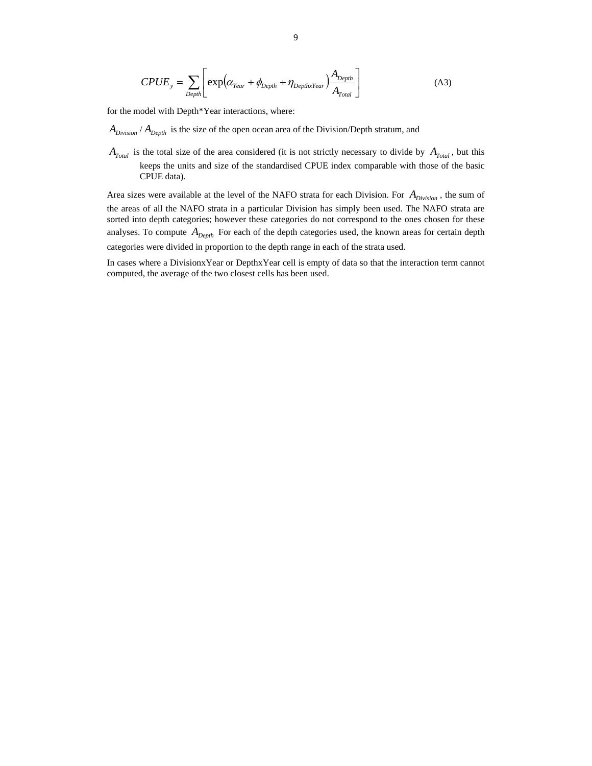$$CPUE_y = \sum_{Depth}\left[\exp\left(\alpha_{Year} + \phi_{Depth} + \eta_{DepthxYear}\right)\frac{A_{Depth}}{A_{Total}}\right] \qquad \text{(A3)}$$

for the model with Depth*Year interactions, where:

$A_{Division}$ / $A_{Depth}$ is the size of the open ocean area of the Division/Depth stratum, and

$A_{Total}$ is the total size of the area considered (it is not strictly necessary to divide by $A_{Total}$, but this keeps the units and size of the standardised CPUE index comparable with those of the basic CPUE data).

Area sizes were available at the level of the NAFO strata for each Division. For $A_{Division}$, the sum of the areas of all the NAFO strata in a particular Division has simply been used. The NAFO strata are sorted into depth categories; however these categories do not correspond to the ones chosen for these analyses. To compute $A_{Depth}$ For each of the depth categories used, the known areas for certain depth categories were divided in proportion to the depth range in each of the strata used.

In cases where a DivisionxYear or DepthxYear cell is empty of data so that the interaction term cannot computed, the average of the two closest cells has been used.